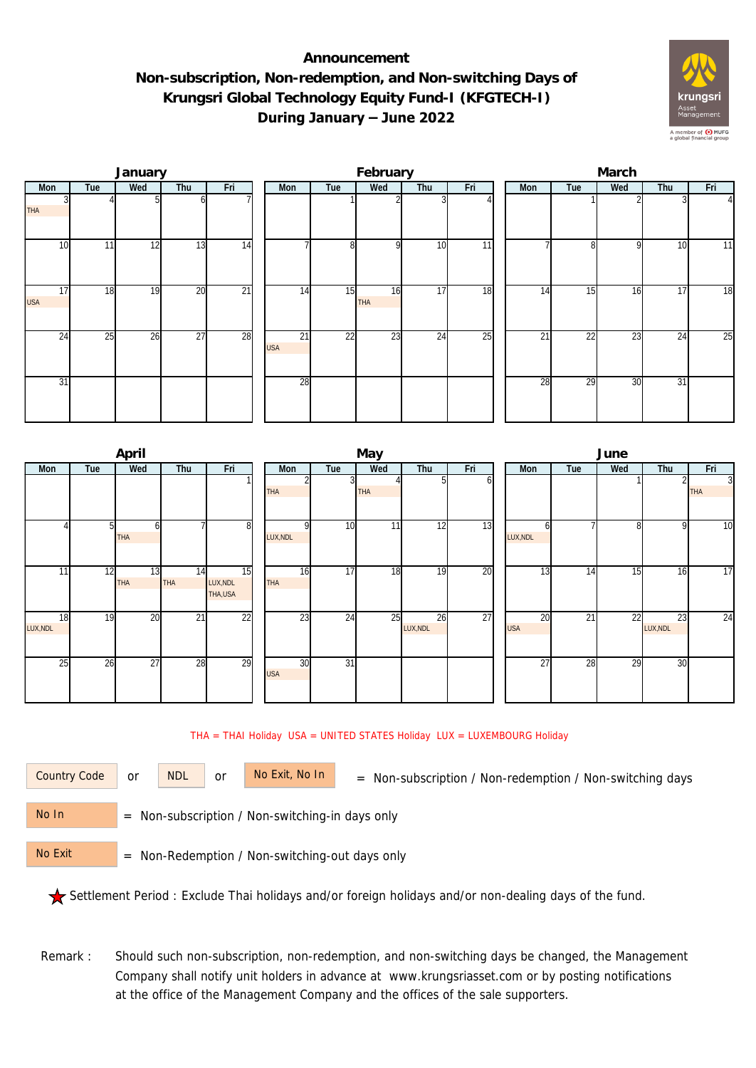# Announcement
## Non-subscription, Non-redemption, and Non-switching Days of Krungsri Global Technology Equity Fund-I (KFGTECH-I)
## During January – June 2022

### January

| Mon | Tue | Wed | Thu | Fri |
|---|---|---|---|---|
| 3 THA | 4 | 5 | 6 | 7 |
| 10 | 11 | 12 | 13 | 14 |
| 17 USA | 18 | 19 | 20 | 21 |
| 24 | 25 | 26 | 27 | 28 |
| 31 | | | | |

### February

| Mon | Tue | Wed | Thu | Fri |
|---|---|---|---|---|
| | 1 | 2 | 3 | 4 |
| 7 | 8 | 9 | 10 | 11 |
| 14 | 15 | 16 THA | 17 | 18 |
| 21 USA | 22 | 23 | 24 | 25 |
| 28 | | | | |

### March

| Mon | Tue | Wed | Thu | Fri |
|---|---|---|---|---|
| | 1 | 2 | 3 | 4 |
| 7 | 8 | 9 | 10 | 11 |
| 14 | 15 | 16 | 17 | 18 |
| 21 | 22 | 23 | 24 | 25 |
| 28 | 29 | 30 | 31 | |

### April

| Mon | Tue | Wed | Thu | Fri |
|---|---|---|---|---|
| | | | | 1 |
| 4 | 5 | 6 THA | 7 | 8 |
| 11 | 12 | 13 THA | 14 THA | 15 LUX,NDL THA,USA |
| 18 LUX,NDL | 19 | 20 | 21 | 22 |
| 25 | 26 | 27 | 28 | 29 |

### May

| Mon | Tue | Wed | Thu | Fri |
|---|---|---|---|---|
| 2 THA | 3 | 4 THA | 5 | 6 |
| 9 LUX,NDL | 10 | 11 | 12 | 13 |
| 16 THA | 17 | 18 | 19 | 20 |
| 23 | 24 | 25 | 26 LUX,NDL | 27 |
| 30 USA | 31 | | | |

### June

| Mon | Tue | Wed | Thu | Fri |
|---|---|---|---|---|
| | | 1 | 2 | 3 THA |
| 6 LUX,NDL | 7 | 8 | 9 | 10 |
| 13 | 14 | 15 | 16 | 17 |
| 20 USA | 21 | 22 | 23 LUX,NDL | 24 |
| 27 | 28 | 29 | 30 | |

THA = THAI Holiday USA = UNITED STATES Holiday LUX = LUXEMBOURG Holiday

Country Code or NDL or No Exit, No In = Non-subscription / Non-redemption / Non-switching days

No In = Non-subscription / Non-switching-in days only

No Exit = Non-Redemption / Non-switching-out days only

★ Settlement Period : Exclude Thai holidays and/or foreign holidays and/or non-dealing days of the fund.

Remark : Should such non-subscription, non-redemption, and non-switching days be changed, the Management Company shall notify unit holders in advance at www.krungsriasset.com or by posting notifications at the office of the Management Company and the offices of the sale supporters.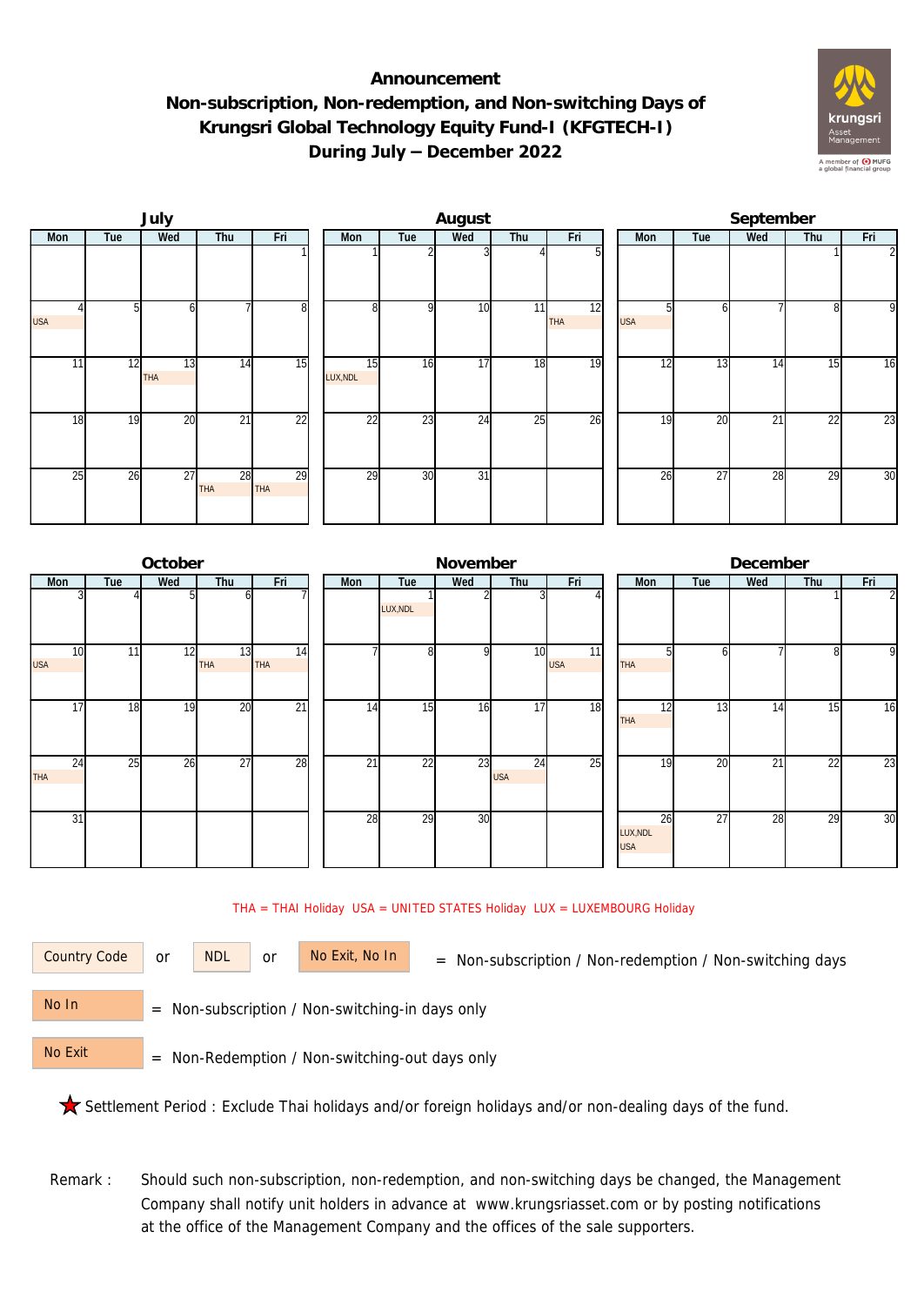# Announcement

## Non-subscription, Non-redemption, and Non-switching Days of Krungsri Global Technology Equity Fund-I (KFGTECH-I) During July – December 2022

### July

| Mon | Tue | Wed | Thu | Fri |
|---|---|---|---|---|
| | | | | 1 |
| 4 USA | 5 | 6 | 7 | 8 |
| 11 | 12 | 13 THA | 14 | 15 |
| 18 | 19 | 20 | 21 | 22 |
| 25 | 26 | 27 | 28 THA | 29 THA |

### August

| Mon | Tue | Wed | Thu | Fri |
|---|---|---|---|---|
| 1 | 2 | 3 | 4 | 5 |
| 8 | 9 | 10 | 11 | 12 THA |
| 15 LUX,NDL | 16 | 17 | 18 | 19 |
| 22 | 23 | 24 | 25 | 26 |
| 29 | 30 | 31 | | |

### September

| Mon | Tue | Wed | Thu | Fri |
|---|---|---|---|---|
| | | | 1 | 2 |
| 5 USA | 6 | 7 | 8 | 9 |
| 12 | 13 | 14 | 15 | 16 |
| 19 | 20 | 21 | 22 | 23 |
| 26 | 27 | 28 | 29 | 30 |

### October

| Mon | Tue | Wed | Thu | Fri |
|---|---|---|---|---|
| 3 | 4 | 5 | 6 | 7 |
| 10 USA | 11 | 12 | 13 THA | 14 THA |
| 17 | 18 | 19 | 20 | 21 |
| 24 THA | 25 | 26 | 27 | 28 |
| 31 | | | | |

### November

| Mon | Tue | Wed | Thu | Fri |
|---|---|---|---|---|
| | 1 LUX,NDL | 2 | 3 | 4 |
| 7 | 8 | 9 | 10 | 11 USA |
| 14 | 15 | 16 | 17 | 18 |
| 21 | 22 | 23 | 24 USA | 25 |
| 28 | 29 | 30 | | |

### December

| Mon | Tue | Wed | Thu | Fri |
|---|---|---|---|---|
| | | | 1 | 2 |
| 5 THA | 6 | 7 | 8 | 9 |
| 12 THA | 13 | 14 | 15 | 16 |
| 19 | 20 | 21 | 22 | 23 |
| 26 LUX,NDL USA | 27 | 28 | 29 | 30 |

THA = THAI Holiday USA = UNITED STATES Holiday LUX = LUXEMBOURG Holiday

Country Code or NDL or No Exit, No In = Non-subscription / Non-redemption / Non-switching days

No In = Non-subscription / Non-switching-in days only

No Exit = Non-Redemption / Non-switching-out days only

★ Settlement Period : Exclude Thai holidays and/or foreign holidays and/or non-dealing days of the fund.

Remark : Should such non-subscription, non-redemption, and non-switching days be changed, the Management Company shall notify unit holders in advance at www.krungsriasset.com or by posting notifications at the office of the Management Company and the offices of the sale supporters.